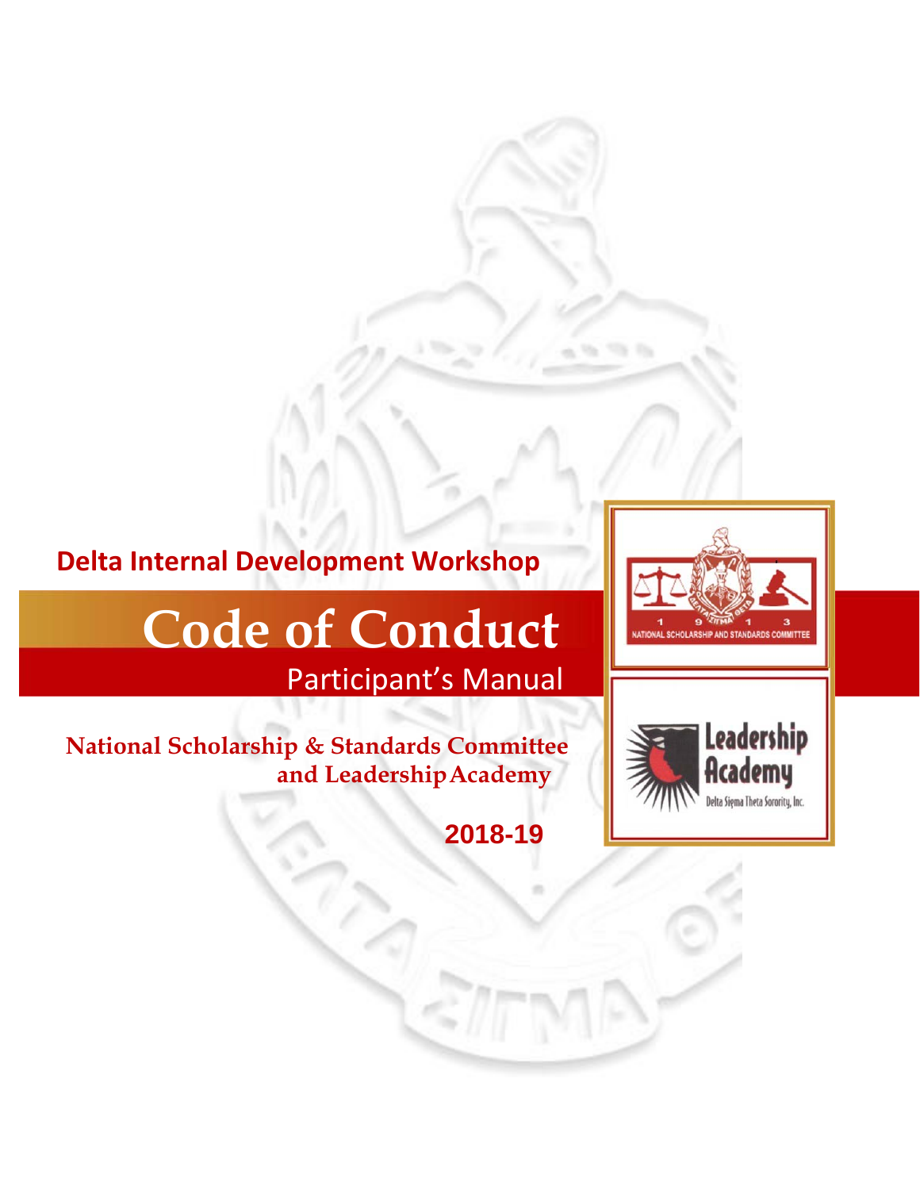**Delta Internal Development Workshop**

# Code of Conduct

## Participant's Manual

**National Scholarship & Standards Committee and Leadership Academy**

**2018-19**

1 9 1 3
NATIONAL SCHOLARSHIP AND STANDARDS COMMITTEE

Leadership Academy
Delta Sigma Theta Sorority, Inc.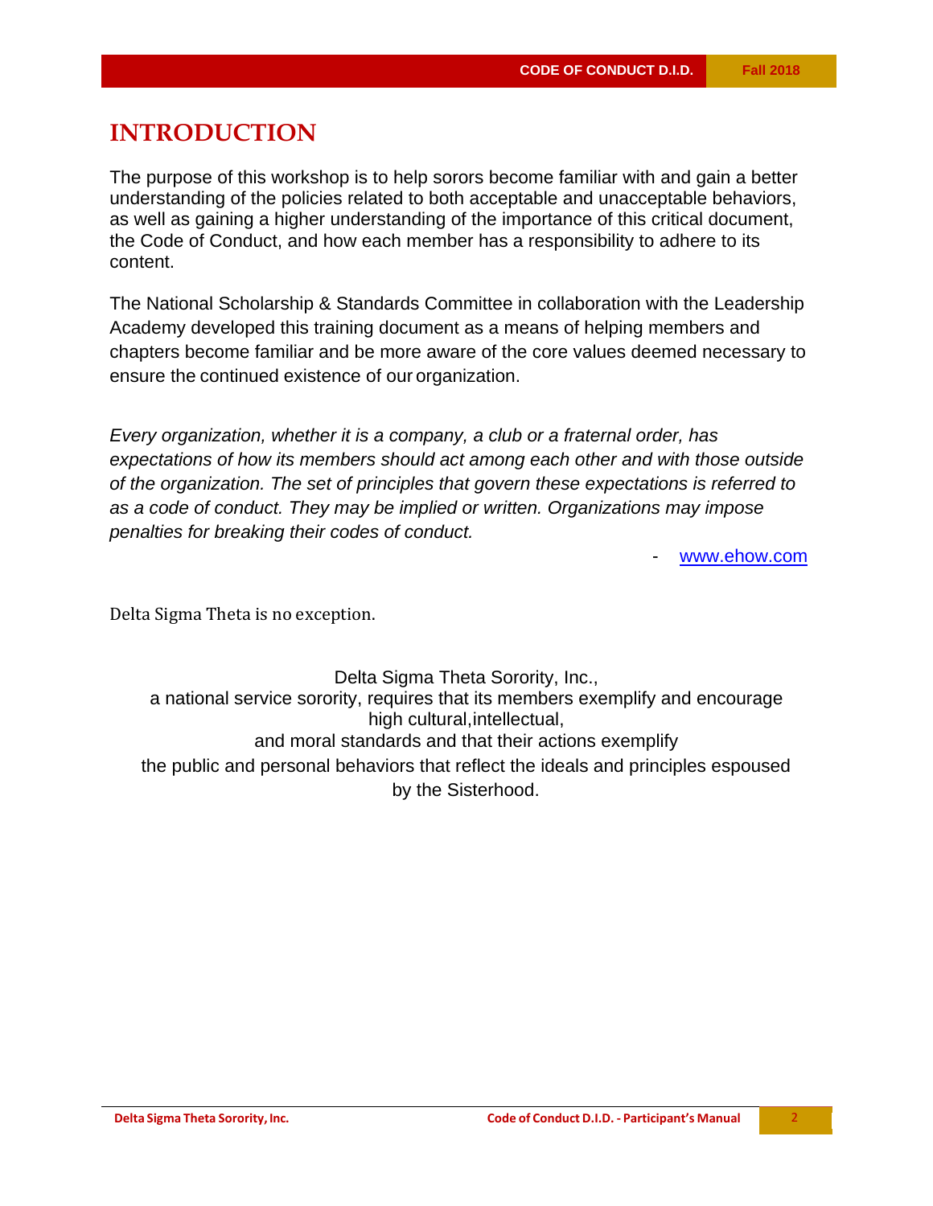# INTRODUCTION

The purpose of this workshop is to help sorors become familiar with and gain a better understanding of the policies related to both acceptable and unacceptable behaviors, as well as gaining a higher understanding of the importance of this critical document, the Code of Conduct, and how each member has a responsibility to adhere to its content.

The National Scholarship & Standards Committee in collaboration with the Leadership Academy developed this training document as a means of helping members and chapters become familiar and be more aware of the core values deemed necessary to ensure the continued existence of our organization.

*Every organization, whether it is a company, a club or a fraternal order, has expectations of how its members should act among each other and with those outside of the organization. The set of principles that govern these expectations is referred to as a code of conduct. They may be implied or written. Organizations may impose penalties for breaking their codes of conduct.*

\- [www.ehow.com](http://www.ehow.com)

Delta Sigma Theta is no exception.

Delta Sigma Theta Sorority, Inc.,
a national service sorority, requires that its members exemplify and encourage high cultural, intellectual,
and moral standards and that their actions exemplify
the public and personal behaviors that reflect the ideals and principles espoused by the Sisterhood.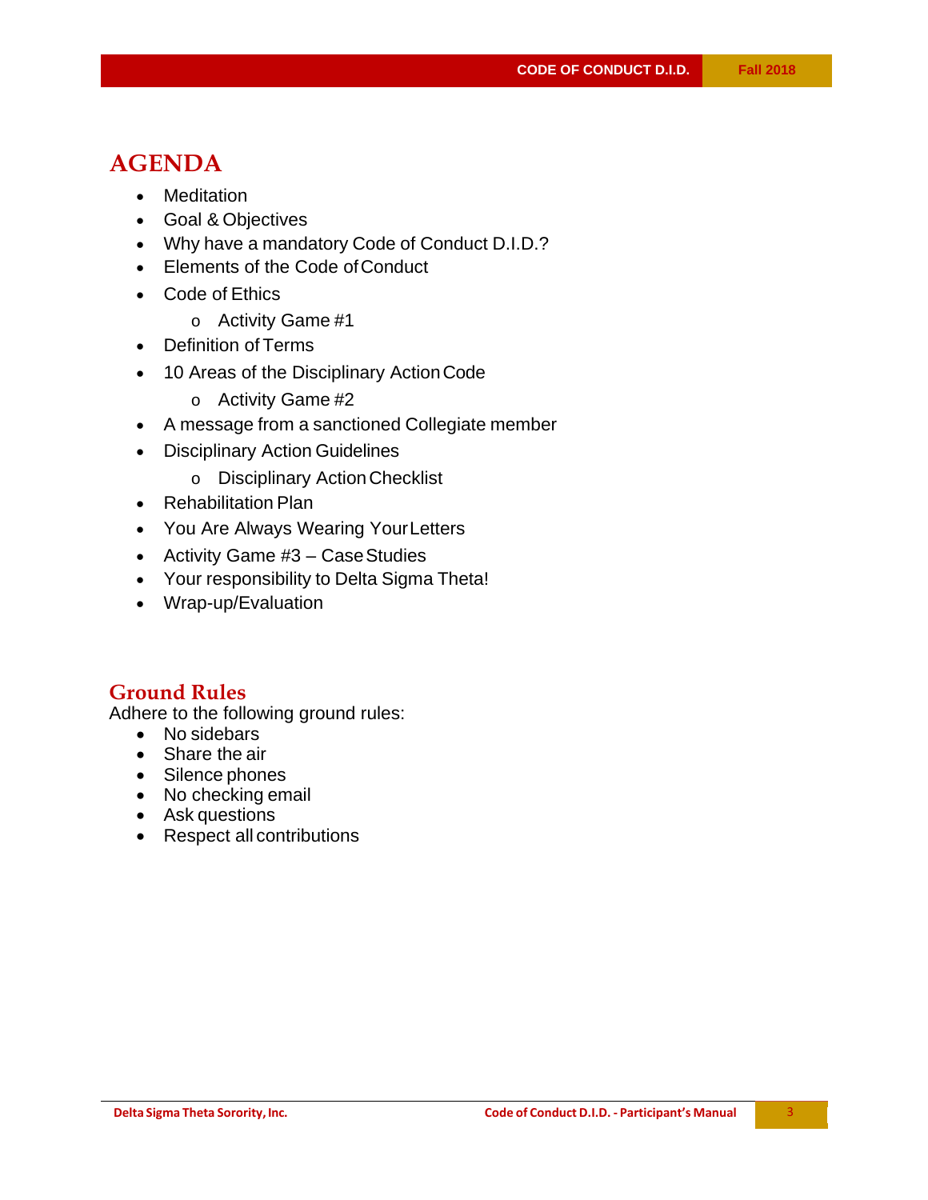# AGENDA

- Meditation
- Goal & Objectives
- Why have a mandatory Code of Conduct D.I.D.?
- Elements of the Code of Conduct
- Code of Ethics
  - Activity Game #1
- Definition of Terms
- 10 Areas of the Disciplinary Action Code
  - Activity Game #2
- A message from a sanctioned Collegiate member
- Disciplinary Action Guidelines
  - Disciplinary Action Checklist
- Rehabilitation Plan
- You Are Always Wearing Your Letters
- Activity Game #3 – Case Studies
- Your responsibility to Delta Sigma Theta!
- Wrap-up/Evaluation

## Ground Rules

Adhere to the following ground rules:

- No sidebars
- Share the air
- Silence phones
- No checking email
- Ask questions
- Respect all contributions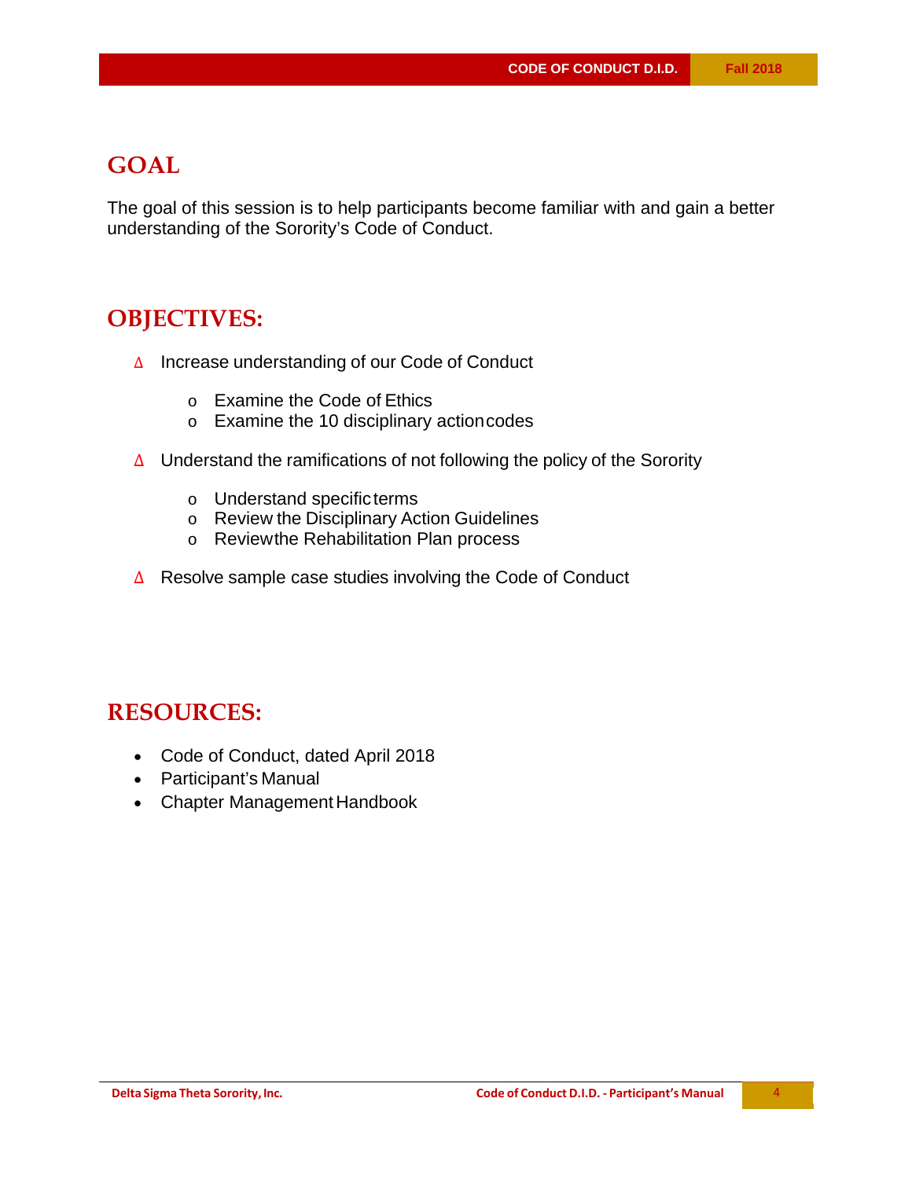## GOAL

The goal of this session is to help participants become familiar with and gain a better understanding of the Sorority's Code of Conduct.

## OBJECTIVES:

- Δ Increase understanding of our Code of Conduct
  - o Examine the Code of Ethics
  - o Examine the 10 disciplinary action codes
- Δ Understand the ramifications of not following the policy of the Sorority
  - o Understand specific terms
  - o Review the Disciplinary Action Guidelines
  - o Review the Rehabilitation Plan process
- Δ Resolve sample case studies involving the Code of Conduct

## RESOURCES:

- Code of Conduct, dated April 2018
- Participant's Manual
- Chapter Management Handbook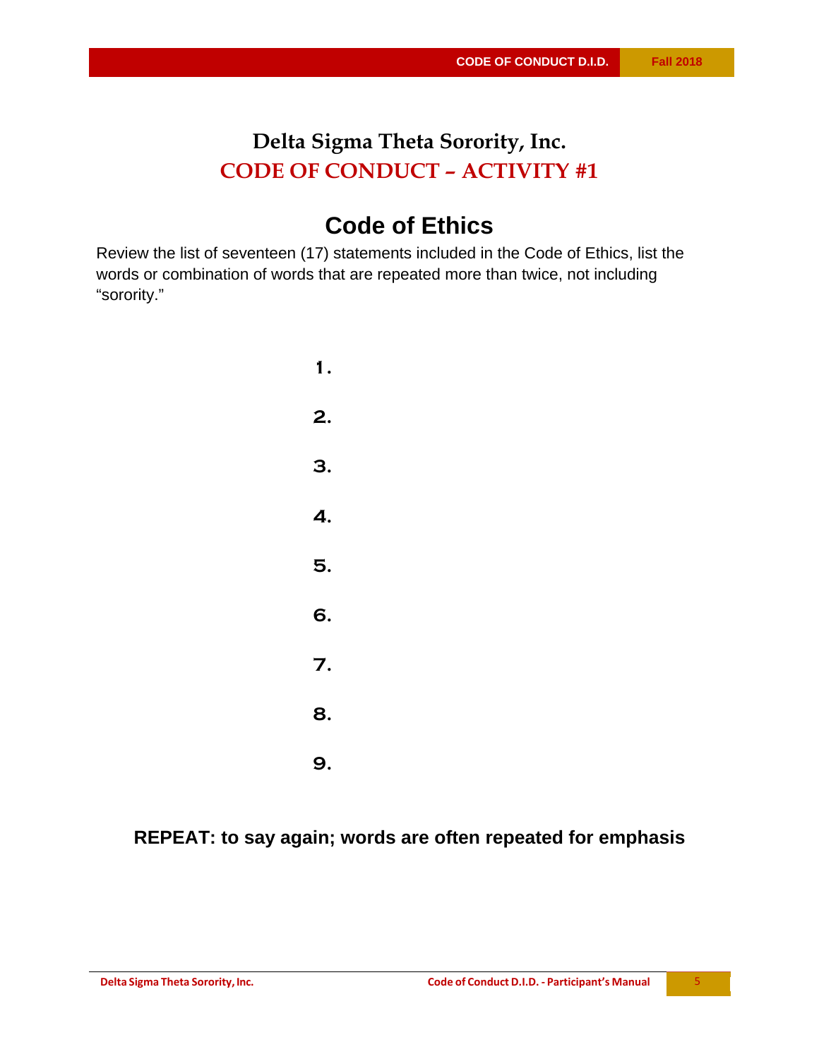# Delta Sigma Theta Sorority, Inc.

## CODE OF CONDUCT – ACTIVITY #1

## Code of Ethics

Review the list of seventeen (17) statements included in the Code of Ethics, list the words or combination of words that are repeated more than twice, not including "sorority."

1.

2.

3.

4.

5.

6.

7.

8.

9.

**REPEAT: to say again; words are often repeated for emphasis**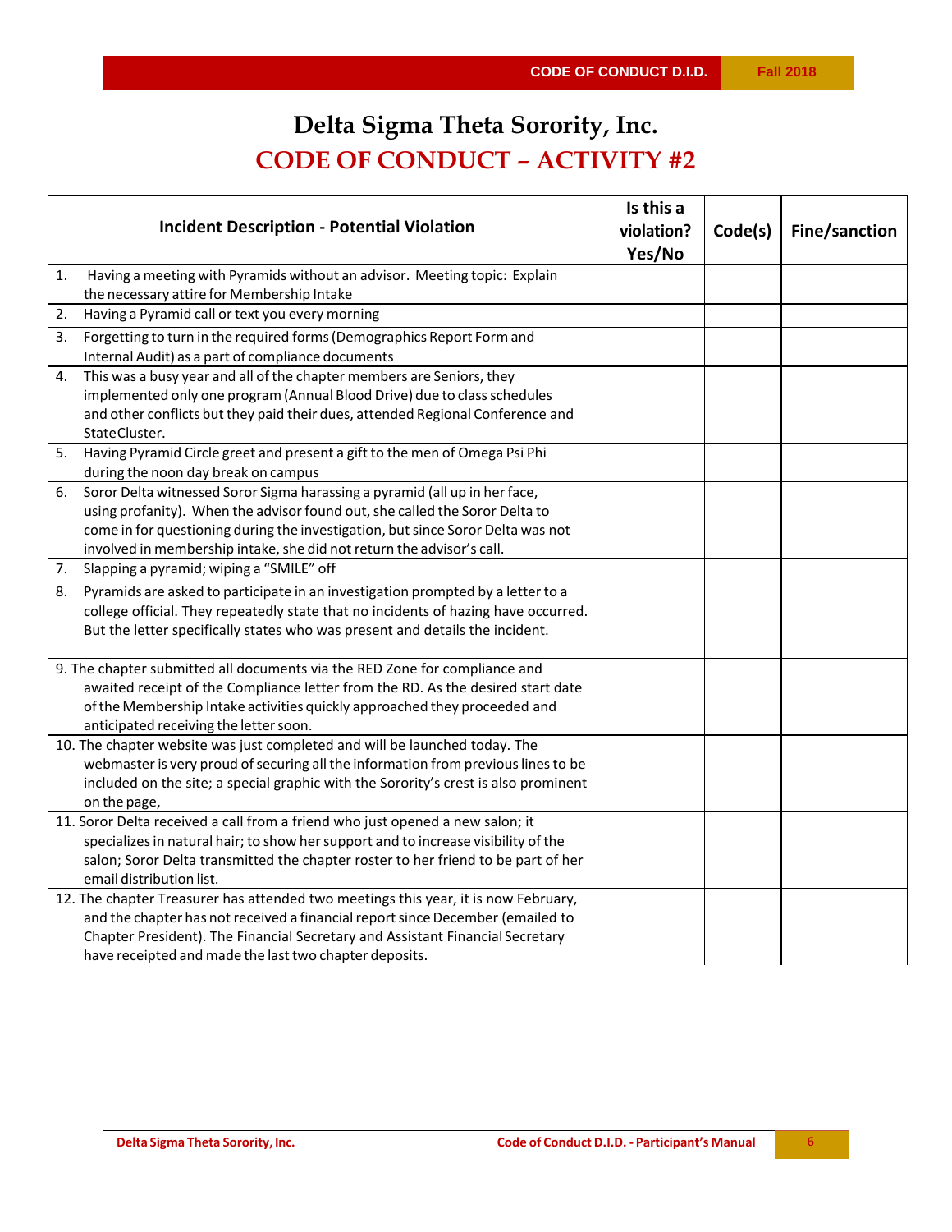# Delta Sigma Theta Sorority, Inc.

## CODE OF CONDUCT – ACTIVITY #2

| Incident Description - Potential Violation | Is this a violation? Yes/No | Code(s) | Fine/sanction |
|---|---|---|---|
| 1. Having a meeting with Pyramids without an advisor. Meeting topic: Explain the necessary attire for Membership Intake | | | |
| 2. Having a Pyramid call or text you every morning | | | |
| 3. Forgetting to turn in the required forms (Demographics Report Form and Internal Audit) as a part of compliance documents | | | |
| 4. This was a busy year and all of the chapter members are Seniors, they implemented only one program (Annual Blood Drive) due to class schedules and other conflicts but they paid their dues, attended Regional Conference and StateCluster. | | | |
| 5. Having Pyramid Circle greet and present a gift to the men of Omega Psi Phi during the noon day break on campus | | | |
| 6. Soror Delta witnessed Soror Sigma harassing a pyramid (all up in her face, using profanity). When the advisor found out, she called the Soror Delta to come in for questioning during the investigation, but since Soror Delta was not involved in membership intake, she did not return the advisor's call. | | | |
| 7. Slapping a pyramid; wiping a "SMILE" off | | | |
| 8. Pyramids are asked to participate in an investigation prompted by a letter to a college official. They repeatedly state that no incidents of hazing have occurred. But the letter specifically states who was present and details the incident. | | | |
| 9. The chapter submitted all documents via the RED Zone for compliance and awaited receipt of the Compliance letter from the RD. As the desired start date of the Membership Intake activities quickly approached they proceeded and anticipated receiving the letter soon. | | | |
| 10. The chapter website was just completed and will be launched today. The webmaster is very proud of securing all the information from previous lines to be included on the site; a special graphic with the Sorority's crest is also prominent on the page, | | | |
| 11. Soror Delta received a call from a friend who just opened a new salon; it specializes in natural hair; to show her support and to increase visibility of the salon; Soror Delta transmitted the chapter roster to her friend to be part of her email distribution list. | | | |
| 12. The chapter Treasurer has attended two meetings this year, it is now February, and the chapter has not received a financial report since December (emailed to Chapter President). The Financial Secretary and Assistant Financial Secretary have receipted and made the last two chapter deposits. | | | |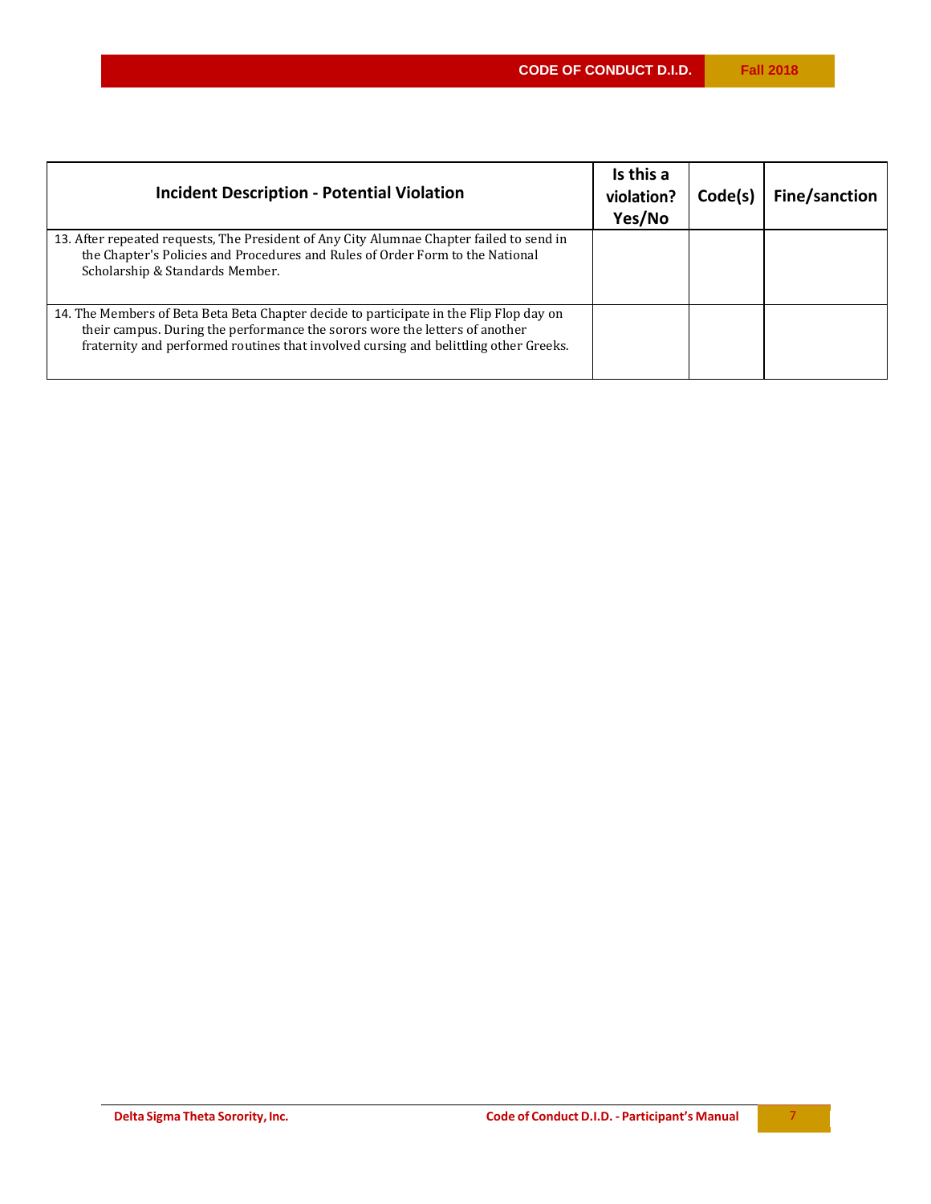| Incident Description - Potential Violation | Is this a violation? Yes/No | Code(s) | Fine/sanction |
|---|---|---|---|
| 13. After repeated requests, The President of Any City Alumnae Chapter failed to send in the Chapter's Policies and Procedures and Rules of Order Form to the National Scholarship & Standards Member. | | | |
| 14. The Members of Beta Beta Beta Chapter decide to participate in the Flip Flop day on their campus. During the performance the sorors wore the letters of another fraternity and performed routines that involved cursing and belittling other Greeks. | | | |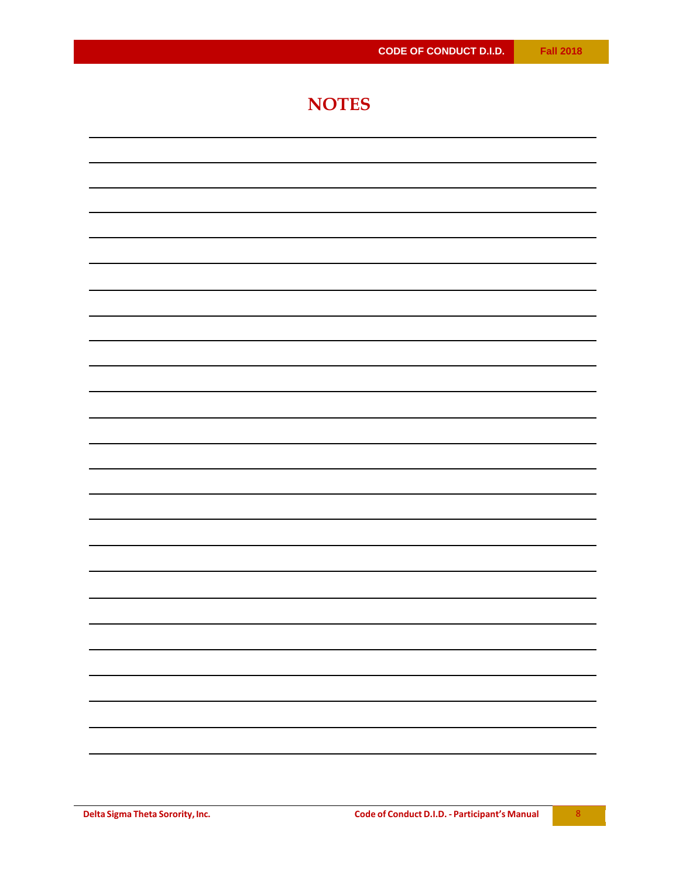# NOTES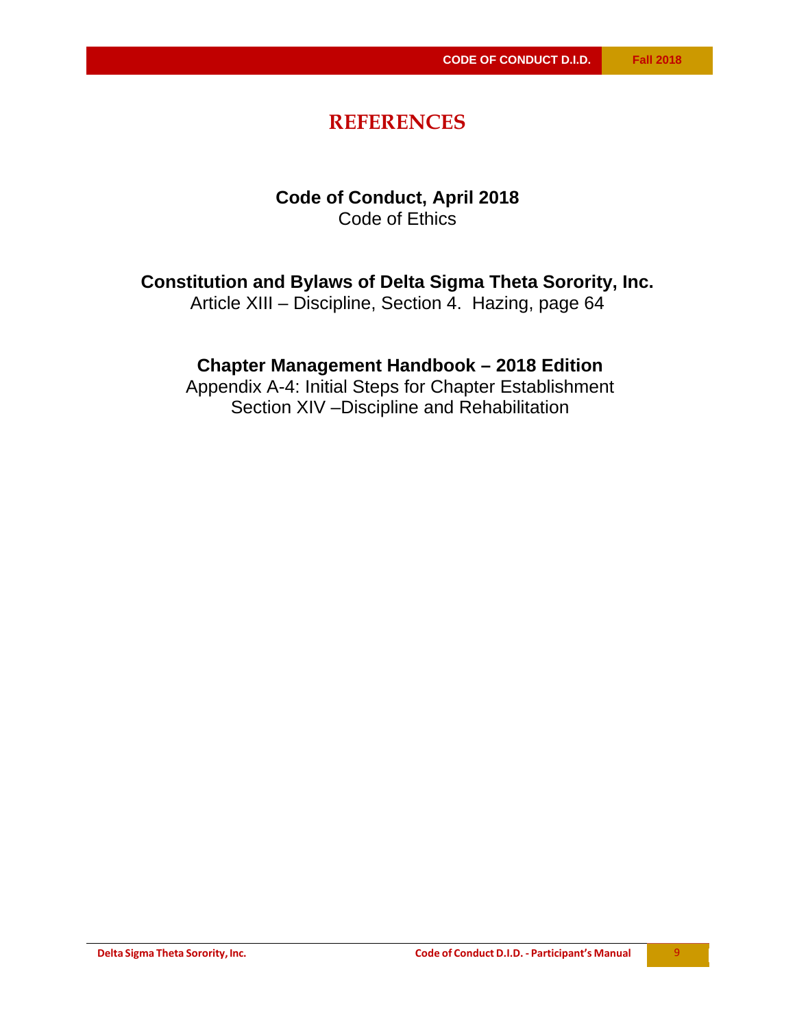# REFERENCES

**Code of Conduct, April 2018**
Code of Ethics

**Constitution and Bylaws of Delta Sigma Theta Sorority, Inc.**
Article XIII – Discipline, Section 4. Hazing, page 64

**Chapter Management Handbook – 2018 Edition**
Appendix A-4: Initial Steps for Chapter Establishment
Section XIV –Discipline and Rehabilitation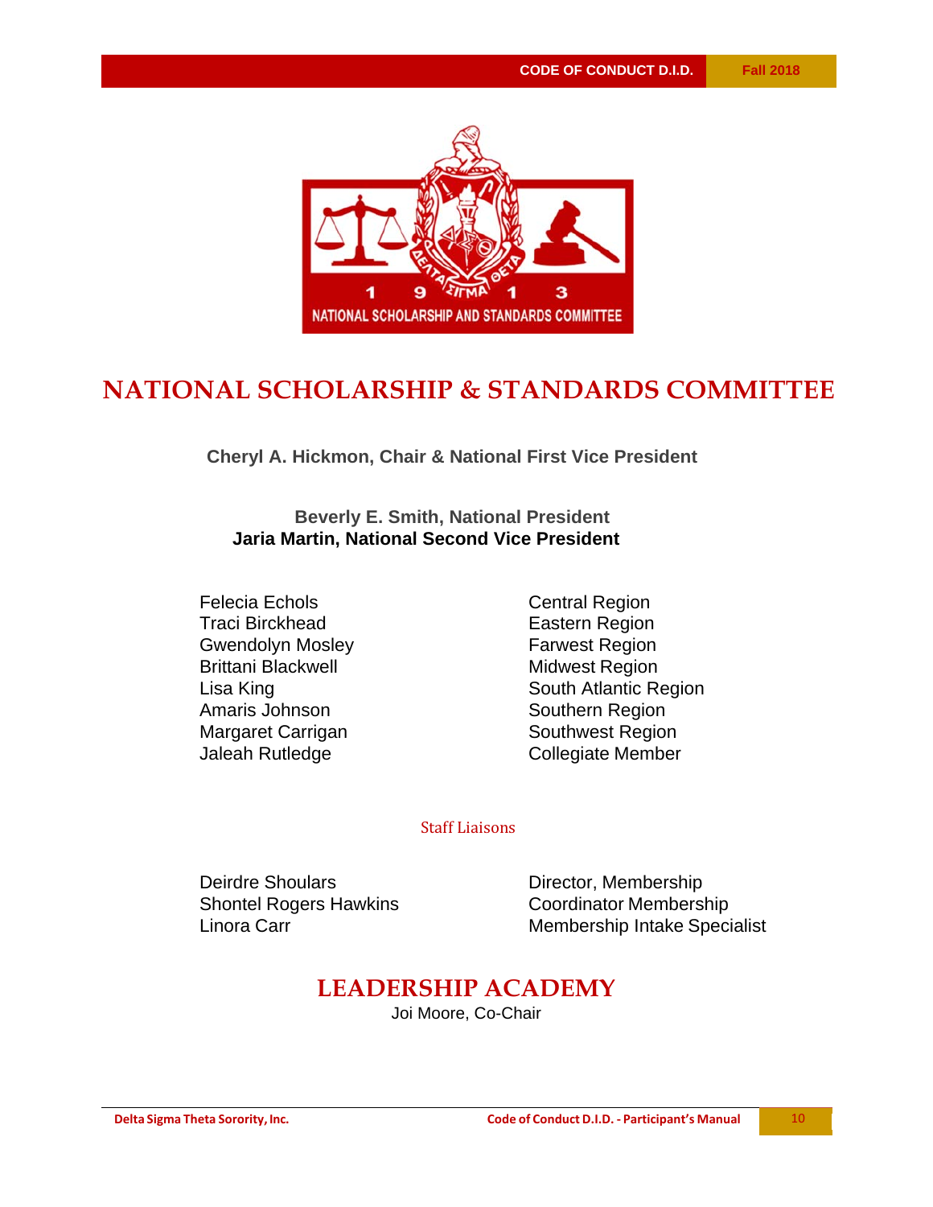# NATIONAL SCHOLARSHIP & STANDARDS COMMITTEE

**Cheryl A. Hickmon, Chair & National First Vice President**

**Beverly E. Smith, National President**
**Jaria Martin, National Second Vice President**

| | |
|---|---|
| Felecia Echols | Central Region |
| Traci Birckhead | Eastern Region |
| Gwendolyn Mosley | Farwest Region |
| Brittani Blackwell | Midwest Region |
| Lisa King | South Atlantic Region |
| Amaris Johnson | Southern Region |
| Margaret Carrigan | Southwest Region |
| Jaleah Rutledge | Collegiate Member |

Staff Liaisons

| | |
|---|---|
| Deirdre Shoulars | Director, Membership |
| Shontel Rogers Hawkins | Coordinator Membership |
| Linora Carr | Membership Intake Specialist |

## LEADERSHIP ACADEMY

Joi Moore, Co-Chair